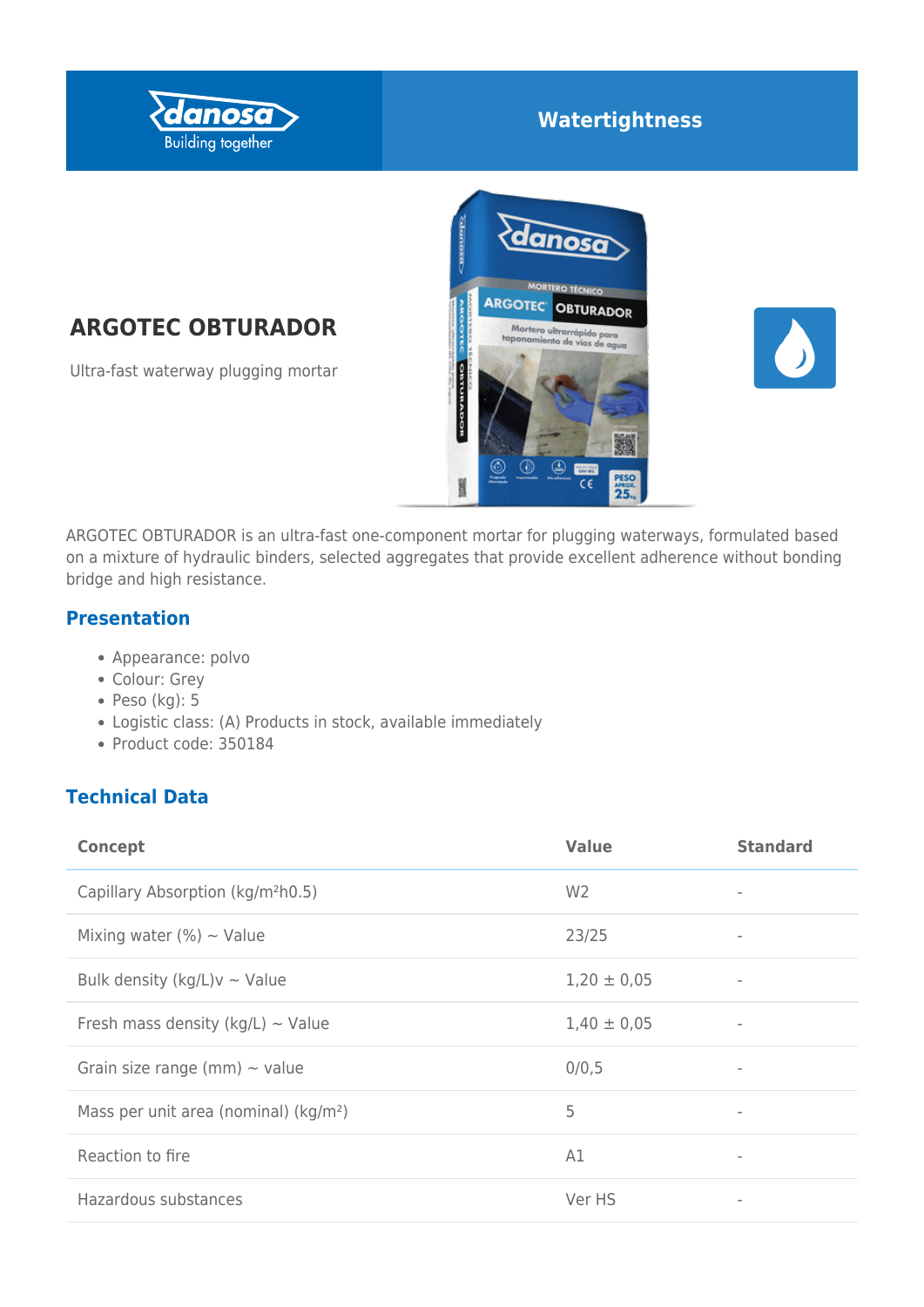Watertightness

# ARGOTEC OBTURADOR

Ultra-fast waterway plugging mortar

ARGOTEC OBTURADOR is an ultra-fast one-component mortar for plugging waterways, formulated based on a mixture of hydraulic binders, selected aggregates that provide excellent adherence without bonding bridge and high resistance.

## Presentation

- Appearance: polvo
- Colour: Grey
- Peso (kg): 5
- Logistic class: (A) Products in stock, available immediately
- Product code: 350184

## Technical Data

| Concept | Value | Standard |
|---|---|---|
| Capillary Absorption (kg/m²h0.5) | W2 | - |
| Mixing water (%) ~ Value | 23/25 | - |
| Bulk density (kg/L)v ~ Value | 1,20 ± 0,05 | - |
| Fresh mass density (kg/L) ~ Value | 1,40 ± 0,05 | - |
| Grain size range (mm) ~ value | 0/0,5 | - |
| Mass per unit area (nominal) (kg/m²) | 5 | - |
| Reaction to fire | A1 | - |
| Hazardous substances | Ver HS | - |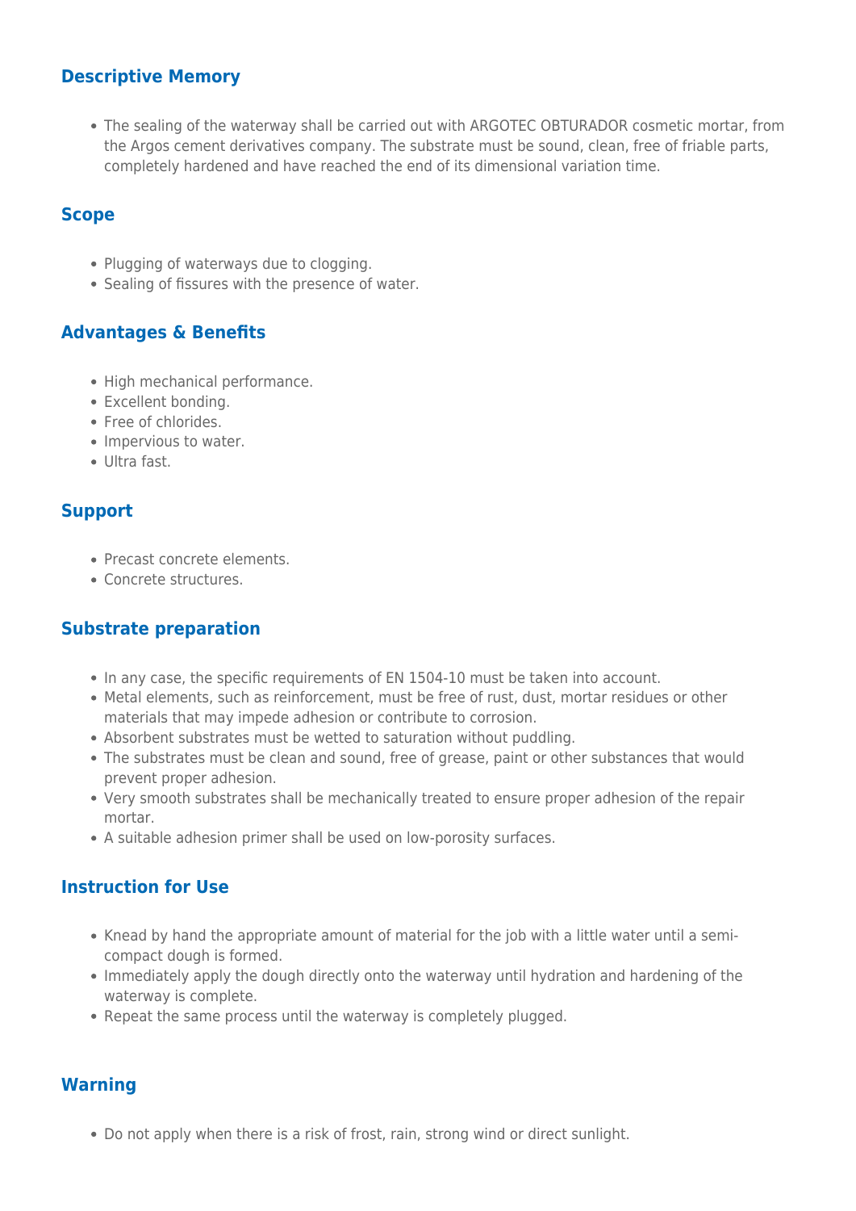## Descriptive Memory

- The sealing of the waterway shall be carried out with ARGOTEC OBTURADOR cosmetic mortar, from the Argos cement derivatives company. The substrate must be sound, clean, free of friable parts, completely hardened and have reached the end of its dimensional variation time.

## Scope

- Plugging of waterways due to clogging.
- Sealing of fissures with the presence of water.

## Advantages & Benefits

- High mechanical performance.
- Excellent bonding.
- Free of chlorides.
- Impervious to water.
- Ultra fast.

## Support

- Precast concrete elements.
- Concrete structures.

## Substrate preparation

- In any case, the specific requirements of EN 1504-10 must be taken into account.
- Metal elements, such as reinforcement, must be free of rust, dust, mortar residues or other materials that may impede adhesion or contribute to corrosion.
- Absorbent substrates must be wetted to saturation without puddling.
- The substrates must be clean and sound, free of grease, paint or other substances that would prevent proper adhesion.
- Very smooth substrates shall be mechanically treated to ensure proper adhesion of the repair mortar.
- A suitable adhesion primer shall be used on low-porosity surfaces.

## Instruction for Use

- Knead by hand the appropriate amount of material for the job with a little water until a semi-compact dough is formed.
- Immediately apply the dough directly onto the waterway until hydration and hardening of the waterway is complete.
- Repeat the same process until the waterway is completely plugged.

## Warning

- Do not apply when there is a risk of frost, rain, strong wind or direct sunlight.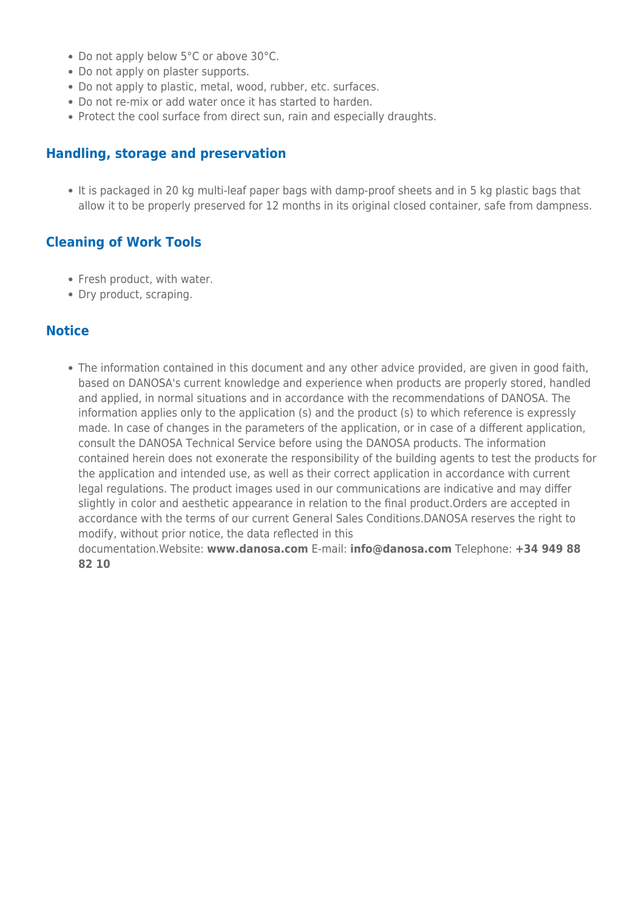- Do not apply below 5°C or above 30°C.
- Do not apply on plaster supports.
- Do not apply to plastic, metal, wood, rubber, etc. surfaces.
- Do not re-mix or add water once it has started to harden.
- Protect the cool surface from direct sun, rain and especially draughts.

## Handling, storage and preservation

- It is packaged in 20 kg multi-leaf paper bags with damp-proof sheets and in 5 kg plastic bags that allow it to be properly preserved for 12 months in its original closed container, safe from dampness.

## Cleaning of Work Tools

- Fresh product, with water.
- Dry product, scraping.

## Notice

- The information contained in this document and any other advice provided, are given in good faith, based on DANOSA's current knowledge and experience when products are properly stored, handled and applied, in normal situations and in accordance with the recommendations of DANOSA. The information applies only to the application (s) and the product (s) to which reference is expressly made. In case of changes in the parameters of the application, or in case of a different application, consult the DANOSA Technical Service before using the DANOSA products. The information contained herein does not exonerate the responsibility of the building agents to test the products for the application and intended use, as well as their correct application in accordance with current legal regulations. The product images used in our communications are indicative and may differ slightly in color and aesthetic appearance in relation to the final product.Orders are accepted in accordance with the terms of our current General Sales Conditions.DANOSA reserves the right to modify, without prior notice, the data reflected in this documentation.Website: **www.danosa.com** E-mail: **info@danosa.com** Telephone: **+34 949 88 82 10**